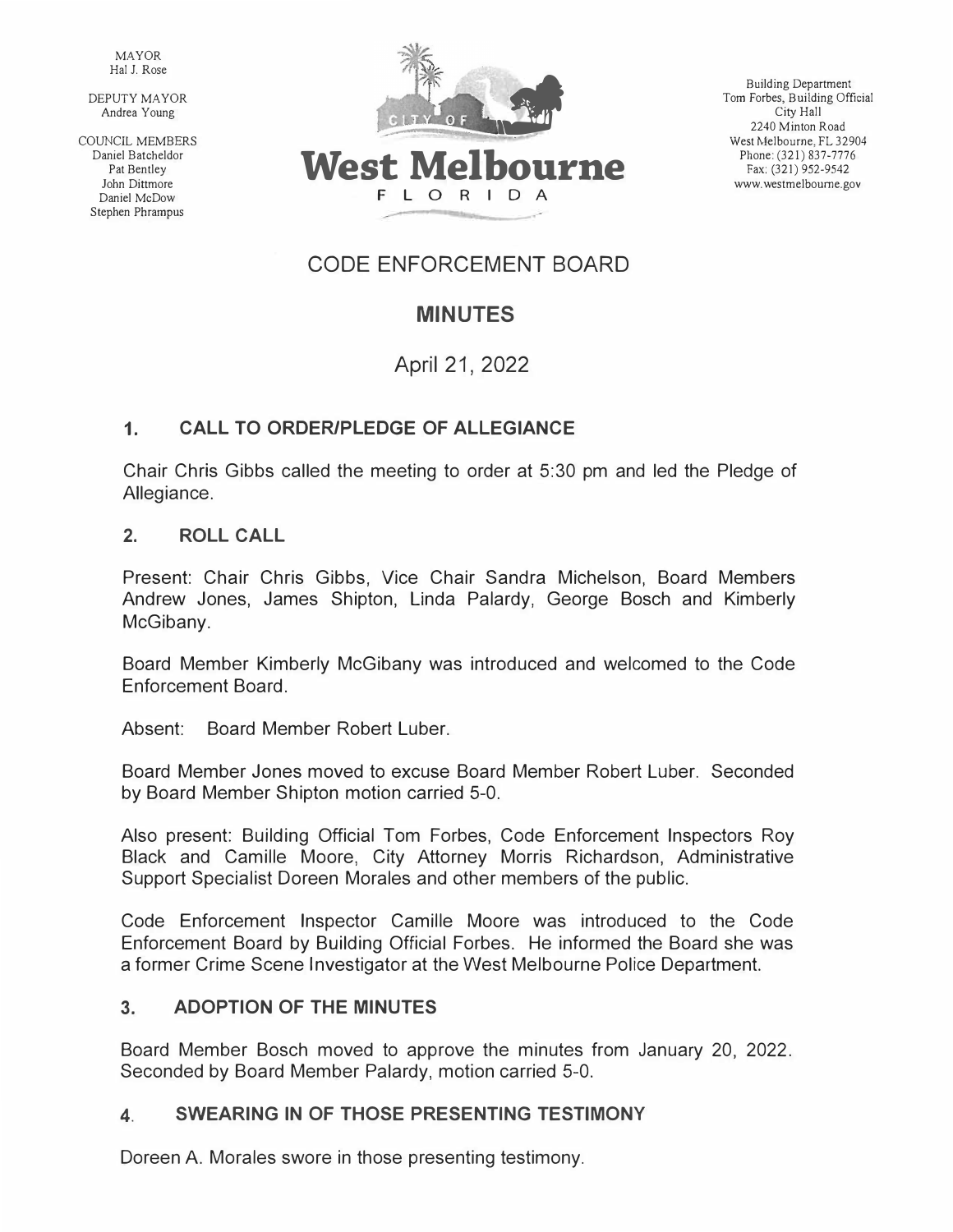MAYOR
Hal J. Rose

DEPUTY MAYOR
Andrea Young

COUNCIL MEMBERS
Daniel Batcheldor
Pat Bentley
John Dittmore
Daniel McDow
Stephen Phrampus

CITY OF
**West Melbourne**
FLORIDA

Building Department
Tom Forbes, Building Official
City Hall
2240 Minton Road
West Melbourne, FL 32904
Phone: (321) 837-7776
Fax: (321) 952-9542
www.westmelbourne.gov

# CODE ENFORCEMENT BOARD

## MINUTES

April 21, 2022

### 1. CALL TO ORDER/PLEDGE OF ALLEGIANCE

Chair Chris Gibbs called the meeting to order at 5:30 pm and led the Pledge of Allegiance.

### 2. ROLL CALL

Present: Chair Chris Gibbs, Vice Chair Sandra Michelson, Board Members Andrew Jones, James Shipton, Linda Palardy, George Bosch and Kimberly McGibany.

Board Member Kimberly McGibany was introduced and welcomed to the Code Enforcement Board.

Absent: Board Member Robert Luber.

Board Member Jones moved to excuse Board Member Robert Luber. Seconded by Board Member Shipton motion carried 5-0.

Also present: Building Official Tom Forbes, Code Enforcement Inspectors Roy Black and Camille Moore, City Attorney Morris Richardson, Administrative Support Specialist Doreen Morales and other members of the public.

Code Enforcement Inspector Camille Moore was introduced to the Code Enforcement Board by Building Official Forbes. He informed the Board she was a former Crime Scene Investigator at the West Melbourne Police Department.

### 3. ADOPTION OF THE MINUTES

Board Member Bosch moved to approve the minutes from January 20, 2022. Seconded by Board Member Palardy, motion carried 5-0.

### 4. SWEARING IN OF THOSE PRESENTING TESTIMONY

Doreen A. Morales swore in those presenting testimony.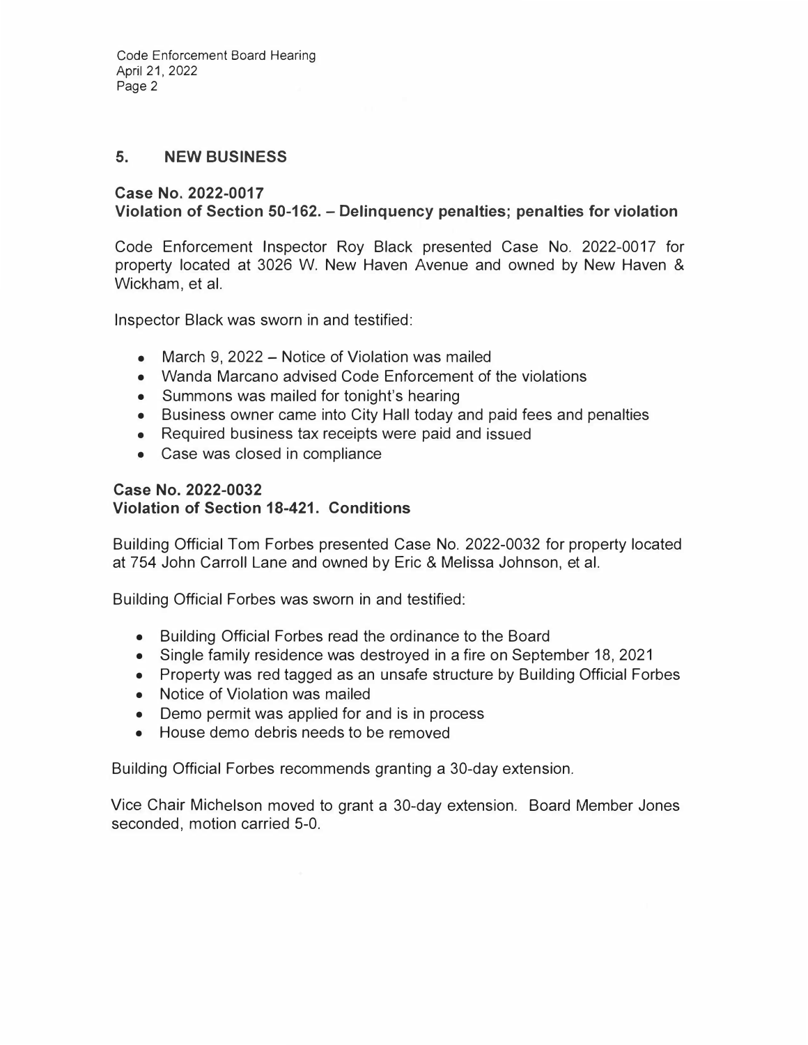## 5. NEW BUSINESS

### Case No. 2022-0017
### Violation of Section 50-162. – Delinquency penalties; penalties for violation

Code Enforcement Inspector Roy Black presented Case No. 2022-0017 for property located at 3026 W. New Haven Avenue and owned by New Haven & Wickham, et al.

Inspector Black was sworn in and testified:

- March 9, 2022 – Notice of Violation was mailed
- Wanda Marcano advised Code Enforcement of the violations
- Summons was mailed for tonight's hearing
- Business owner came into City Hall today and paid fees and penalties
- Required business tax receipts were paid and issued
- Case was closed in compliance

### Case No. 2022-0032
### Violation of Section 18-421. Conditions

Building Official Tom Forbes presented Case No. 2022-0032 for property located at 754 John Carroll Lane and owned by Eric & Melissa Johnson, et al.

Building Official Forbes was sworn in and testified:

- Building Official Forbes read the ordinance to the Board
- Single family residence was destroyed in a fire on September 18, 2021
- Property was red tagged as an unsafe structure by Building Official Forbes
- Notice of Violation was mailed
- Demo permit was applied for and is in process
- House demo debris needs to be removed

Building Official Forbes recommends granting a 30-day extension.

Vice Chair Michelson moved to grant a 30-day extension. Board Member Jones seconded, motion carried 5-0.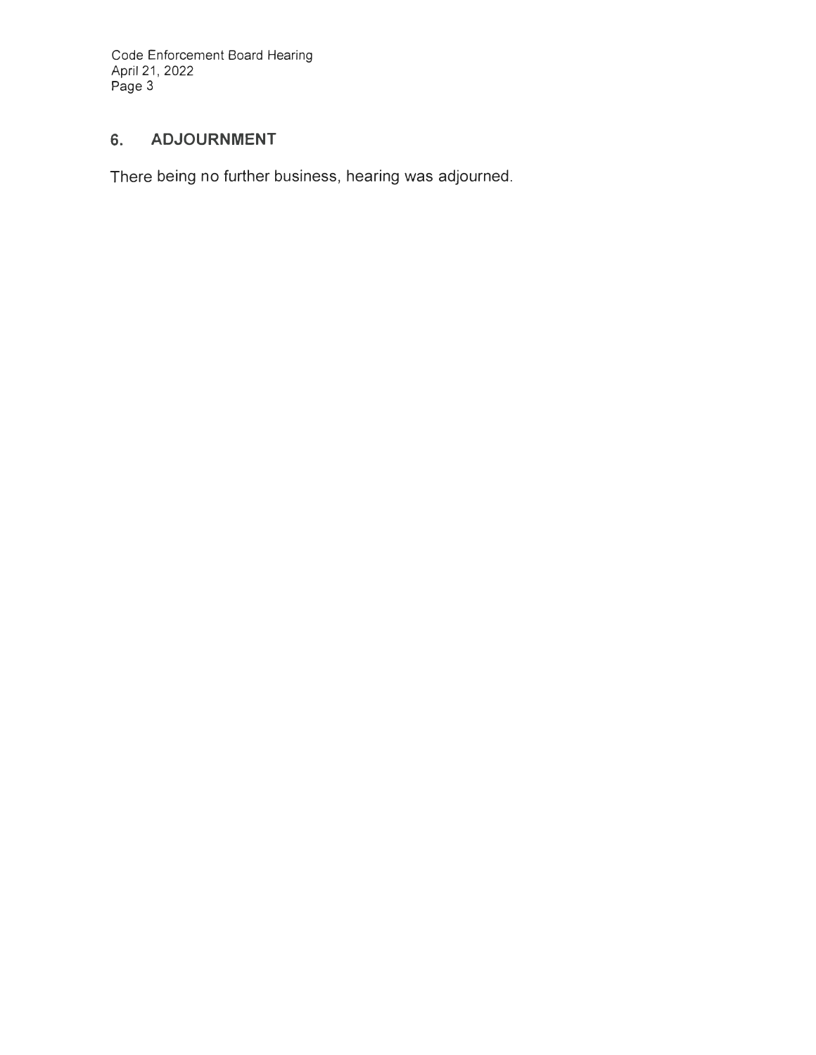## 6. ADJOURNMENT

There being no further business, hearing was adjourned.